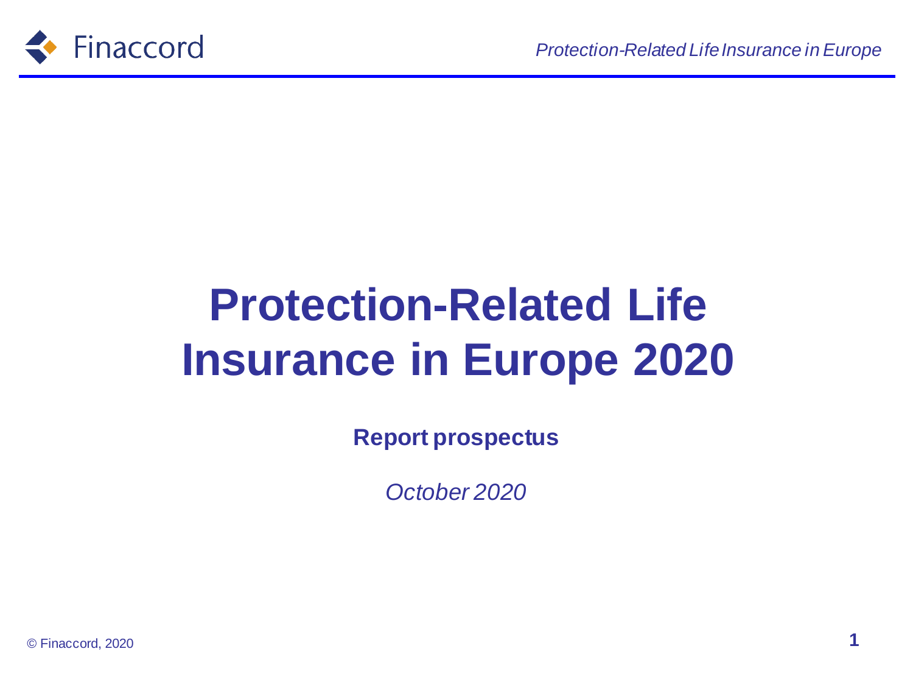# Protection-Related Life Insurance in Europe 2020

**Report prospectus**

*October 2020*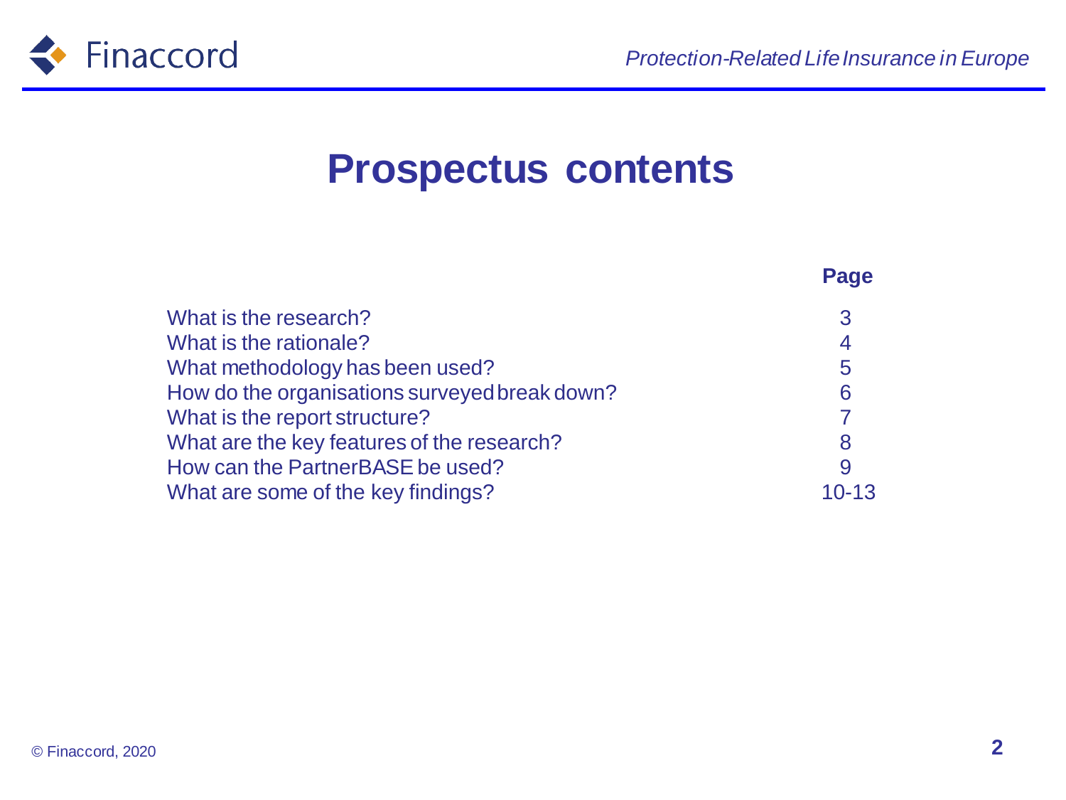# Prospectus contents

| | Page |
|---|---|
| What is the research? | 3 |
| What is the rationale? | 4 |
| What methodology has been used? | 5 |
| How do the organisations surveyed break down? | 6 |
| What is the report structure? | 7 |
| What are the key features of the research? | 8 |
| How can the PartnerBASE be used? | 9 |
| What are some of the key findings? | 10-13 |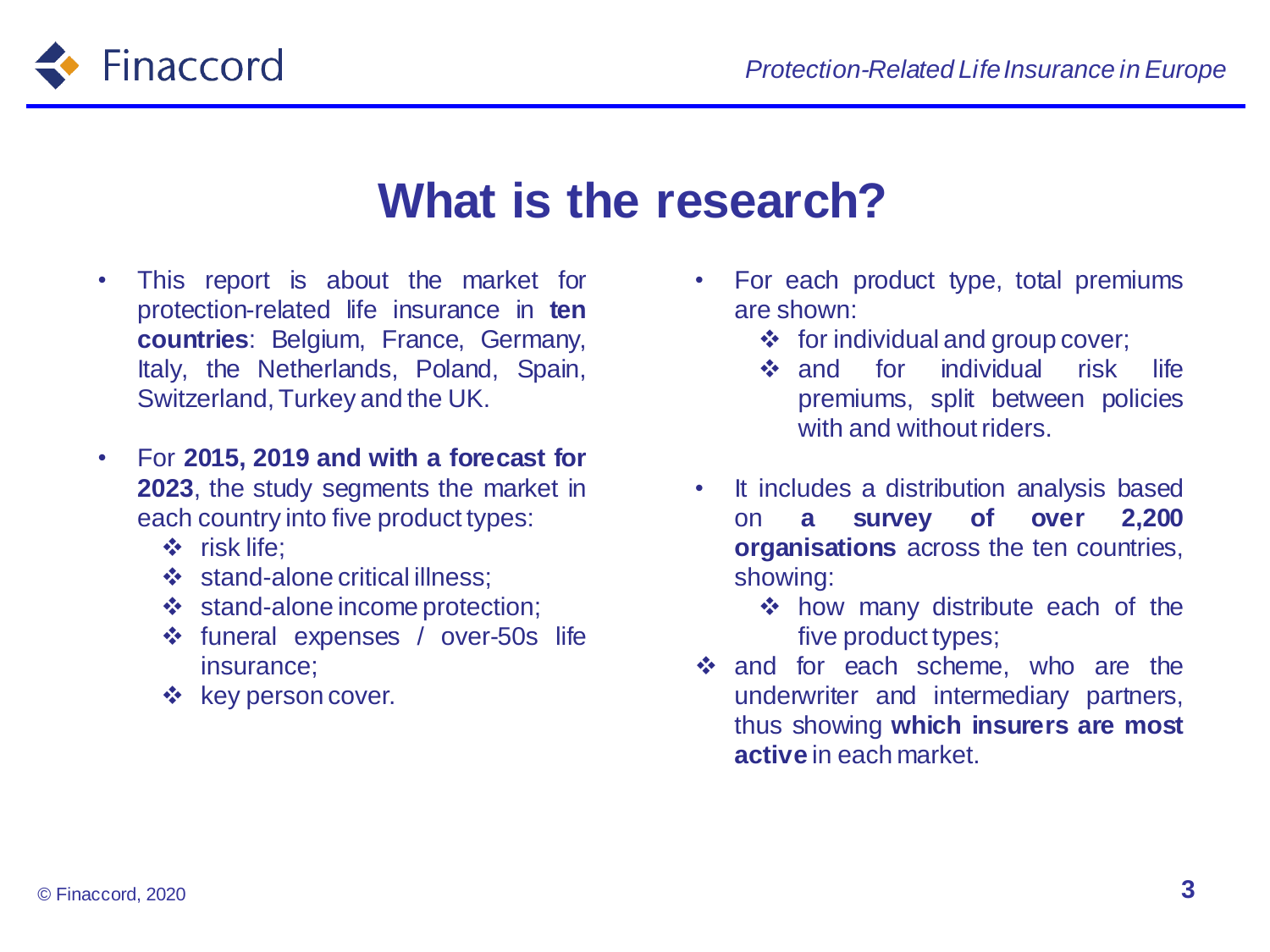# What is the research?

- This report is about the market for protection-related life insurance in **ten countries**: Belgium, France, Germany, Italy, the Netherlands, Poland, Spain, Switzerland, Turkey and the UK.

- For **2015, 2019 and with a forecast for 2023**, the study segments the market in each country into five product types:
  - risk life;
  - stand-alone critical illness;
  - stand-alone income protection;
  - funeral expenses / over-50s life insurance;
  - key person cover.

- For each product type, total premiums are shown:
  - for individual and group cover;
  - and for individual risk life premiums, split between policies with and without riders.

- It includes a distribution analysis based on **a survey of over 2,200 organisations** across the ten countries, showing:
  - how many distribute each of the five product types;
- and for each scheme, who are the underwriter and intermediary partners, thus showing **which insurers are most active** in each market.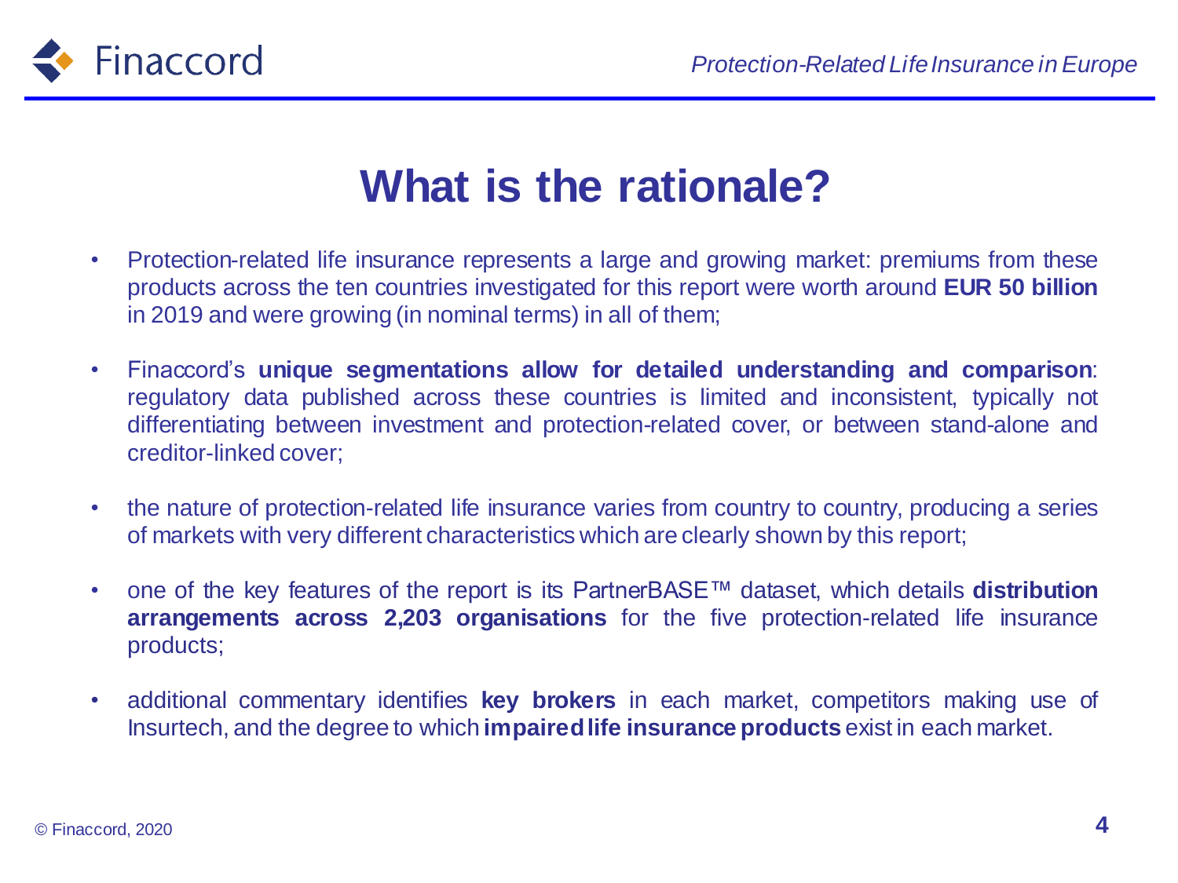# What is the rationale?

- Protection-related life insurance represents a large and growing market: premiums from these products across the ten countries investigated for this report were worth around **EUR 50 billion** in 2019 and were growing (in nominal terms) in all of them;

- Finaccord's **unique segmentations allow for detailed understanding and comparison**: regulatory data published across these countries is limited and inconsistent, typically not differentiating between investment and protection-related cover, or between stand-alone and creditor-linked cover;

- the nature of protection-related life insurance varies from country to country, producing a series of markets with very different characteristics which are clearly shown by this report;

- one of the key features of the report is its PartnerBASE™ dataset, which details **distribution arrangements across 2,203 organisations** for the five protection-related life insurance products;

- additional commentary identifies **key brokers** in each market, competitors making use of Insurtech, and the degree to which **impaired life insurance products** exist in each market.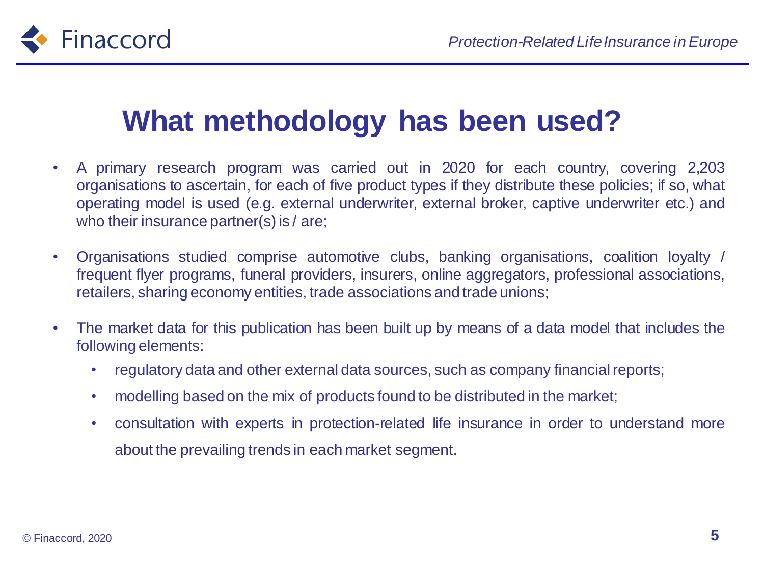# What methodology has been used?

- A primary research program was carried out in 2020 for each country, covering 2,203 organisations to ascertain, for each of five product types if they distribute these policies; if so, what operating model is used (e.g. external underwriter, external broker, captive underwriter etc.) and who their insurance partner(s) is / are;

- Organisations studied comprise automotive clubs, banking organisations, coalition loyalty / frequent flyer programs, funeral providers, insurers, online aggregators, professional associations, retailers, sharing economy entities, trade associations and trade unions;

- The market data for this publication has been built up by means of a data model that includes the following elements:
  - regulatory data and other external data sources, such as company financial reports;
  - modelling based on the mix of products found to be distributed in the market;
  - consultation with experts in protection-related life insurance in order to understand more about the prevailing trends in each market segment.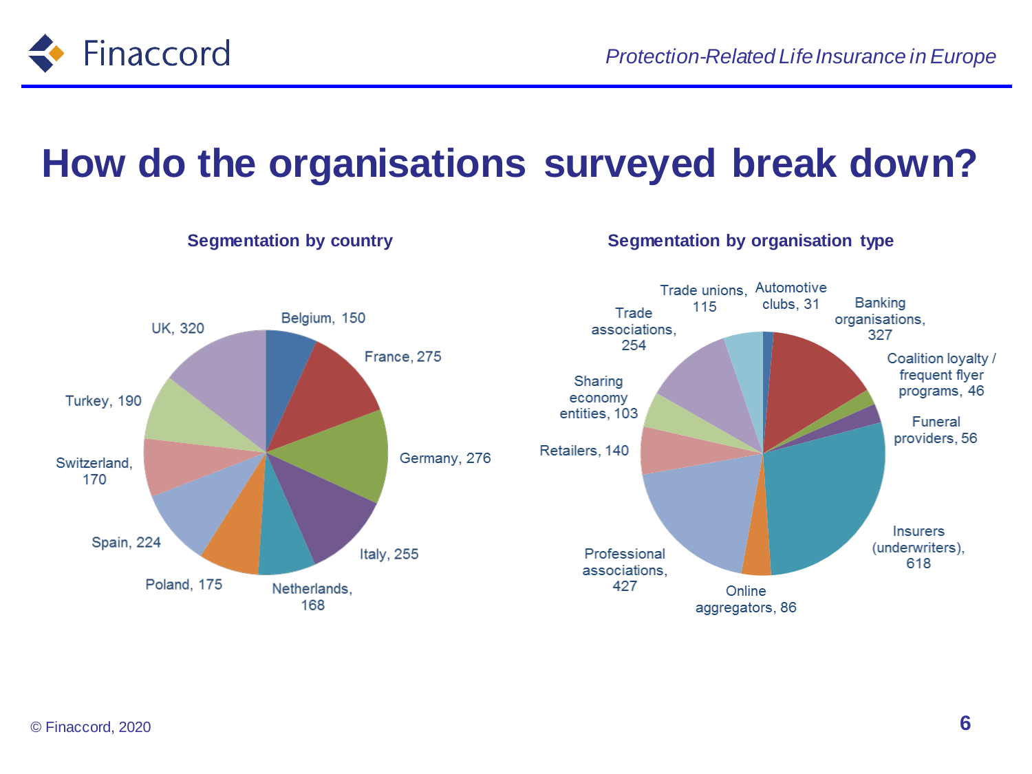# How do the organisations surveyed break down?

### Segmentation by country

| Country | Number |
|---|---|
| Belgium | 150 |
| France | 275 |
| Germany | 276 |
| Italy | 255 |
| Netherlands | 168 |
| Poland | 175 |
| Spain | 224 |
| Switzerland | 170 |
| Turkey | 190 |
| UK | 320 |

### Segmentation by organisation type

| Organisation type | Number |
|---|---|
| Automotive clubs | 31 |
| Banking organisations | 327 |
| Coalition loyalty / frequent flyer programs | 46 |
| Funeral providers | 56 |
| Insurers (underwriters) | 618 |
| Online aggregators | 86 |
| Professional associations | 427 |
| Retailers | 140 |
| Sharing economy entities | 103 |
| Trade associations | 254 |
| Trade unions | 115 |

© Finaccord, 2020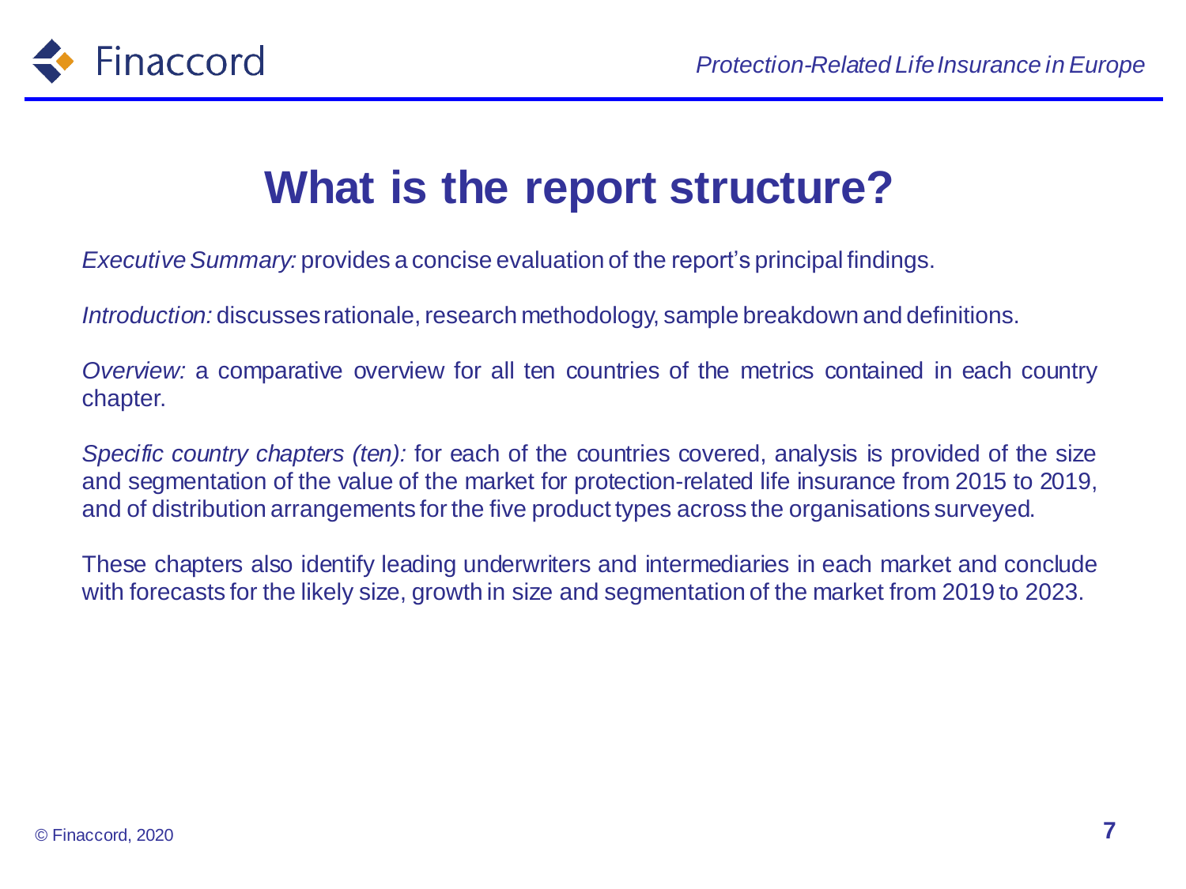# What is the report structure?

*Executive Summary:* provides a concise evaluation of the report's principal findings.

*Introduction:* discusses rationale, research methodology, sample breakdown and definitions.

*Overview:* a comparative overview for all ten countries of the metrics contained in each country chapter.

*Specific country chapters (ten):* for each of the countries covered, analysis is provided of the size and segmentation of the value of the market for protection-related life insurance from 2015 to 2019, and of distribution arrangements for the five product types across the organisations surveyed.

These chapters also identify leading underwriters and intermediaries in each market and conclude with forecasts for the likely size, growth in size and segmentation of the market from 2019 to 2023.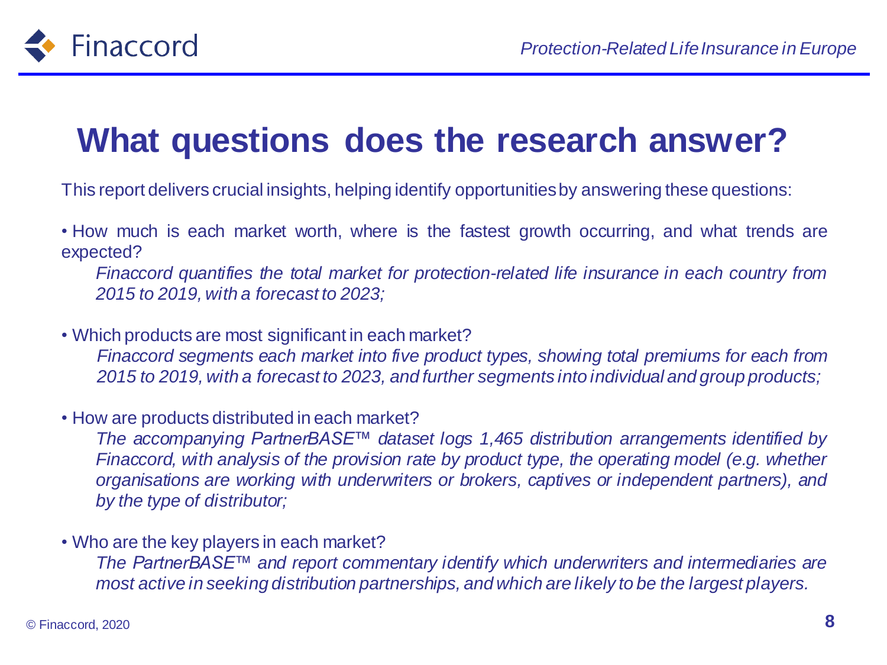# What questions does the research answer?

This report delivers crucial insights, helping identify opportunities by answering these questions:

- How much is each market worth, where is the fastest growth occurring, and what trends are expected?

  *Finaccord quantifies the total market for protection-related life insurance in each country from 2015 to 2019, with a forecast to 2023;*

- Which products are most significant in each market?

  *Finaccord segments each market into five product types, showing total premiums for each from 2015 to 2019, with a forecast to 2023, and further segments into individual and group products;*

- How are products distributed in each market?

  *The accompanying PartnerBASE™ dataset logs 1,465 distribution arrangements identified by Finaccord, with analysis of the provision rate by product type, the operating model (e.g. whether organisations are working with underwriters or brokers, captives or independent partners), and by the type of distributor;*

- Who are the key players in each market?

  *The PartnerBASE™ and report commentary identify which underwriters and intermediaries are most active in seeking distribution partnerships, and which are likely to be the largest players.*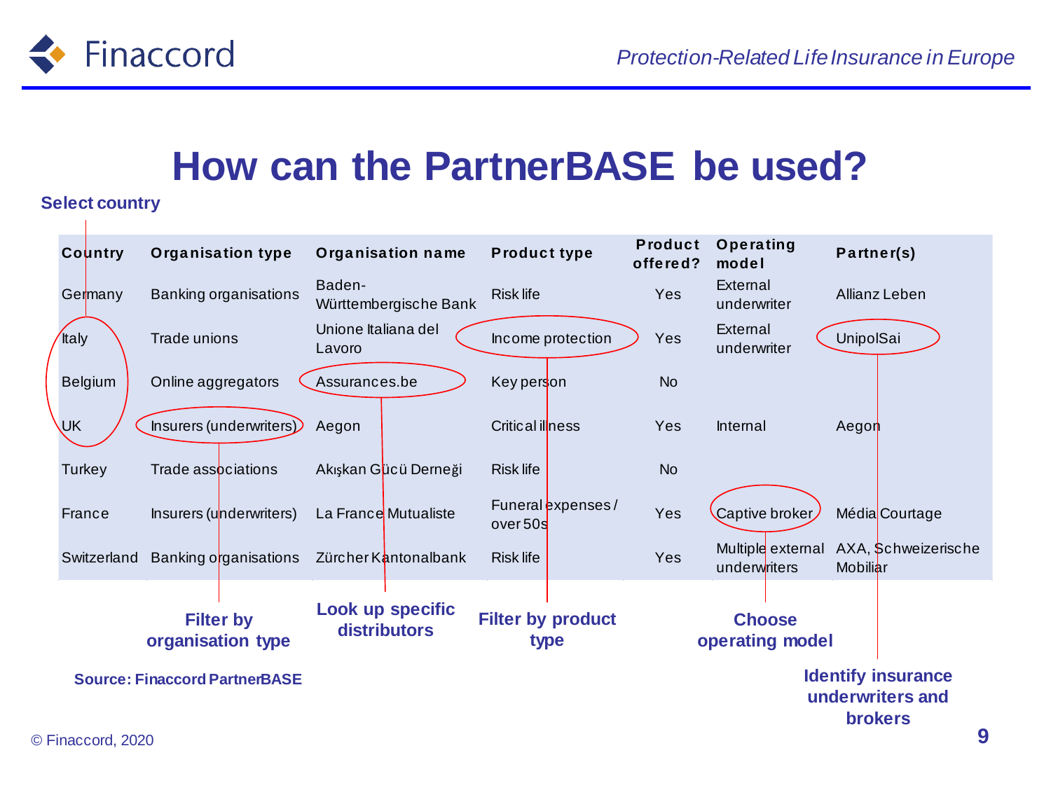# How can the PartnerBASE be used?

**Select country**

| Country | Organisation type | Organisation name | Product type | Product offered? | Operating model | Partner(s) |
|---|---|---|---|---|---|---|
| Germany | Banking organisations | Baden-Württembergische Bank | Risk life | Yes | External underwriter | Allianz Leben |
| Italy | Trade unions | Unione Italiana del Lavoro | Income protection | Yes | External underwriter | UnipolSai |
| Belgium | Online aggregators | Assurances.be | Key person | No | | |
| UK | Insurers (underwriters) | Aegon | Critical illness | Yes | Internal | Aegon |
| Turkey | Trade associations | Akışkan Gücü Derneği | Risk life | No | | |
| France | Insurers (underwriters) | La France Mutualiste | Funeral expenses / over 50s | Yes | Captive broker | Média Courtage |
| Switzerland | Banking organisations | Zürcher Kantonalbank | Risk life | Yes | Multiple external underwriters | AXA, Schweizerische Mobiliar |

**Filter by organisation type**

**Look up specific distributors**

**Filter by product type**

**Choose operating model**

**Identify insurance underwriters and brokers**

**Source: Finaccord PartnerBASE**

© Finaccord, 2020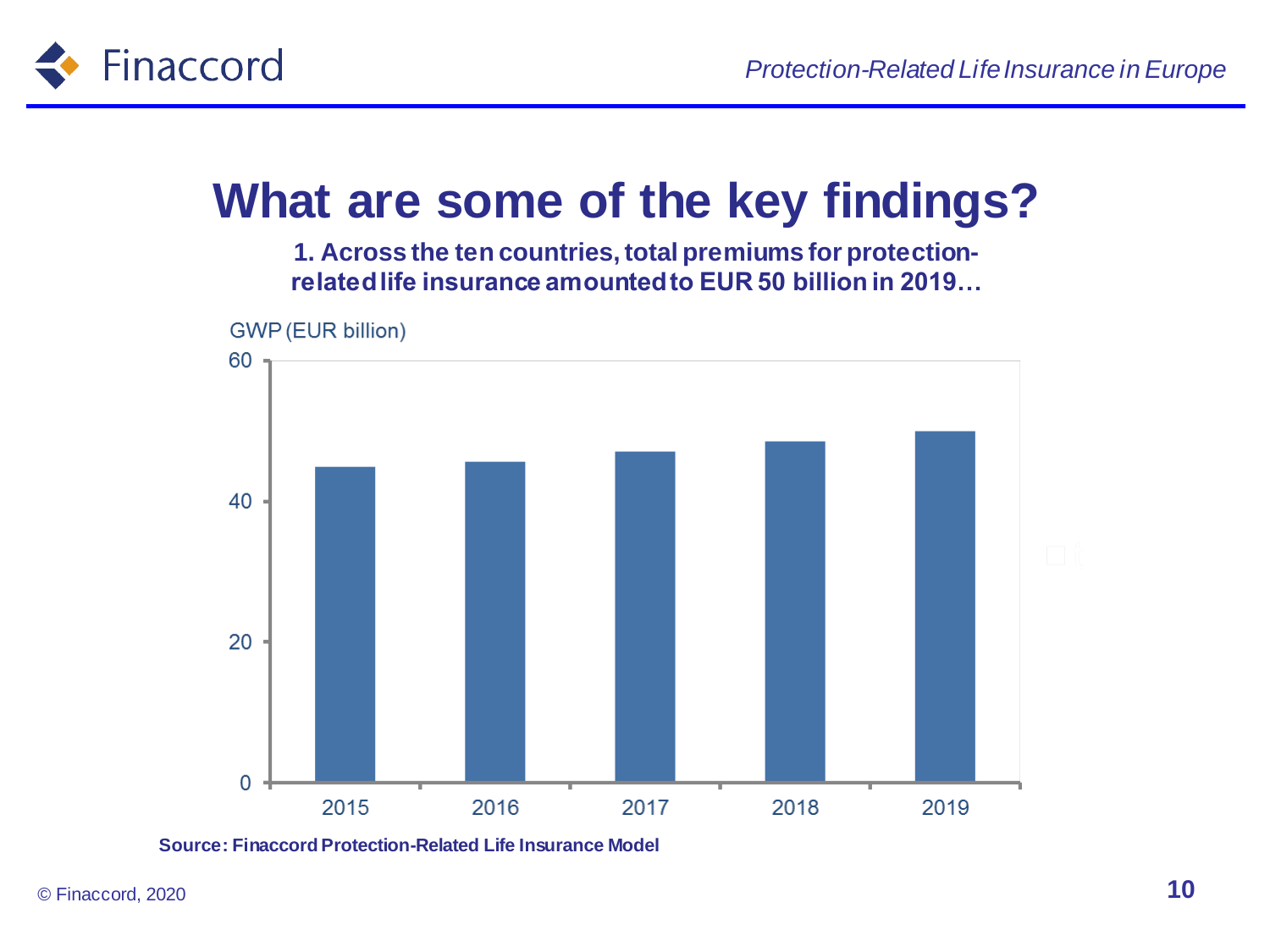# What are some of the key findings?

**1. Across the ten countries, total premiums for protection-related life insurance amounted to EUR 50 billion in 2019…**

GWP (EUR billion)

60

40

20

0

2015 2016 2017 2018 2019

**Source: Finaccord Protection-Related Life Insurance Model**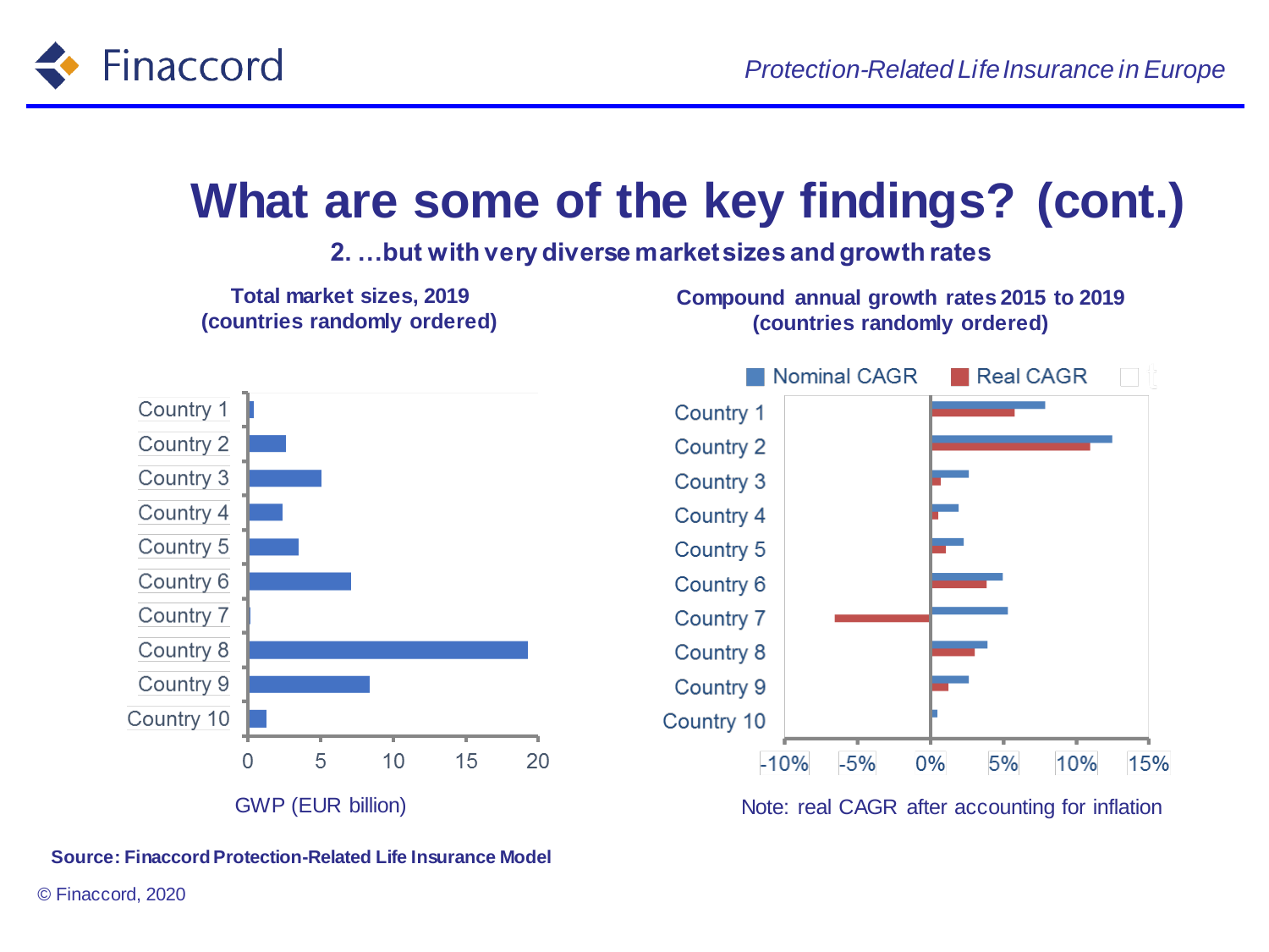# What are some of the key findings? (cont.)

**2. …but with very diverse market sizes and growth rates**

**Total market sizes, 2019 (countries randomly ordered)**

Country 1
Country 2
Country 3
Country 4
Country 5
Country 6
Country 7
Country 8
Country 9
Country 10

0 5 10 15 20

GWP (EUR billion)

**Compound annual growth rates 2015 to 2019 (countries randomly ordered)**

Nominal CAGR  Real CAGR

Country 1
Country 2
Country 3
Country 4
Country 5
Country 6
Country 7
Country 8
Country 9
Country 10

-10% -5% 0% 5% 10% 15%

Note: real CAGR after accounting for inflation

**Source: Finaccord Protection-Related Life Insurance Model**

© Finaccord, 2020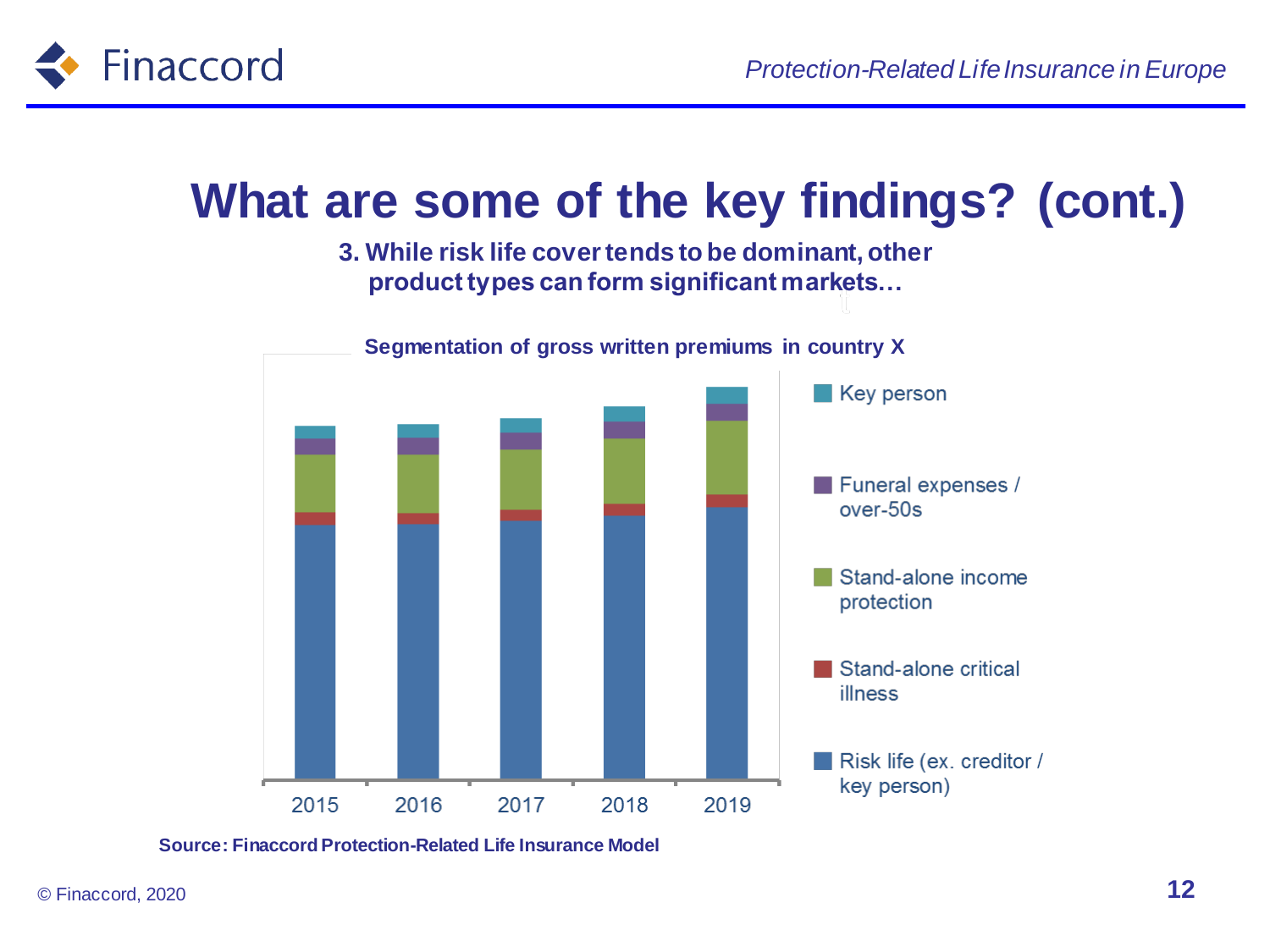# What are some of the key findings? (cont.)

**3. While risk life cover tends to be dominant, other product types can form significant markets…**

**Segmentation of gross written premiums in country X**

Key person

Funeral expenses / over-50s

Stand-alone income protection

Stand-alone critical illness

Risk life (ex. creditor / key person)

2015 2016 2017 2018 2019

**Source: Finaccord Protection-Related Life Insurance Model**

© Finaccord, 2020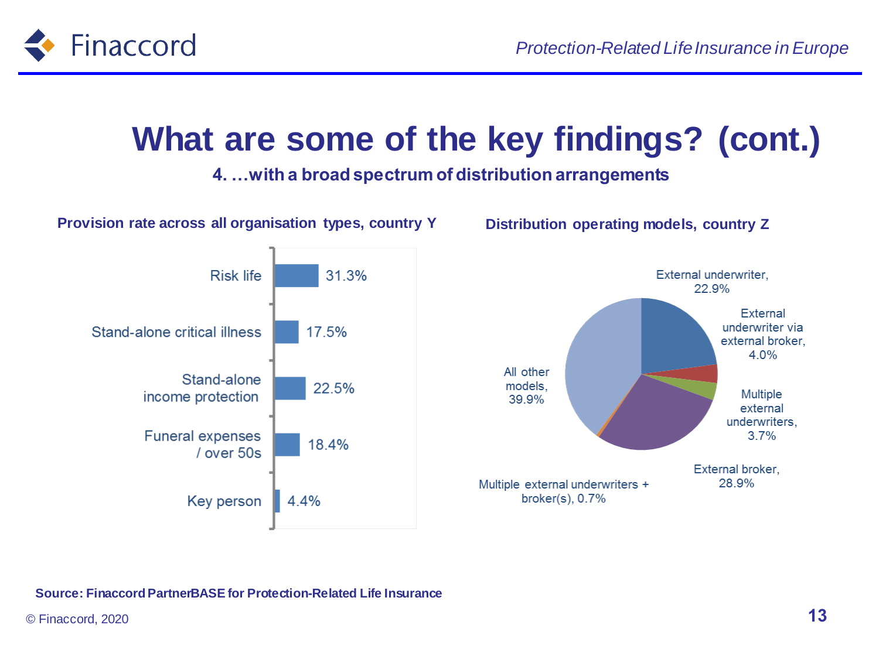# What are some of the key findings? (cont.)

**4. …with a broad spectrum of distribution arrangements**

**Provision rate across all organisation types, country Y**

Risk life 31.3%

Stand-alone critical illness 17.5%

Stand-alone income protection 22.5%

Funeral expenses / over 50s 18.4%

Key person 4.4%

**Distribution operating models, country Z**

External underwriter, 22.9%

External underwriter via external broker, 4.0%

Multiple external underwriters, 3.7%

External broker, 28.9%

Multiple external underwriters + broker(s), 0.7%

All other models, 39.9%

**Source: Finaccord PartnerBASE for Protection-Related Life Insurance**

© Finaccord, 2020